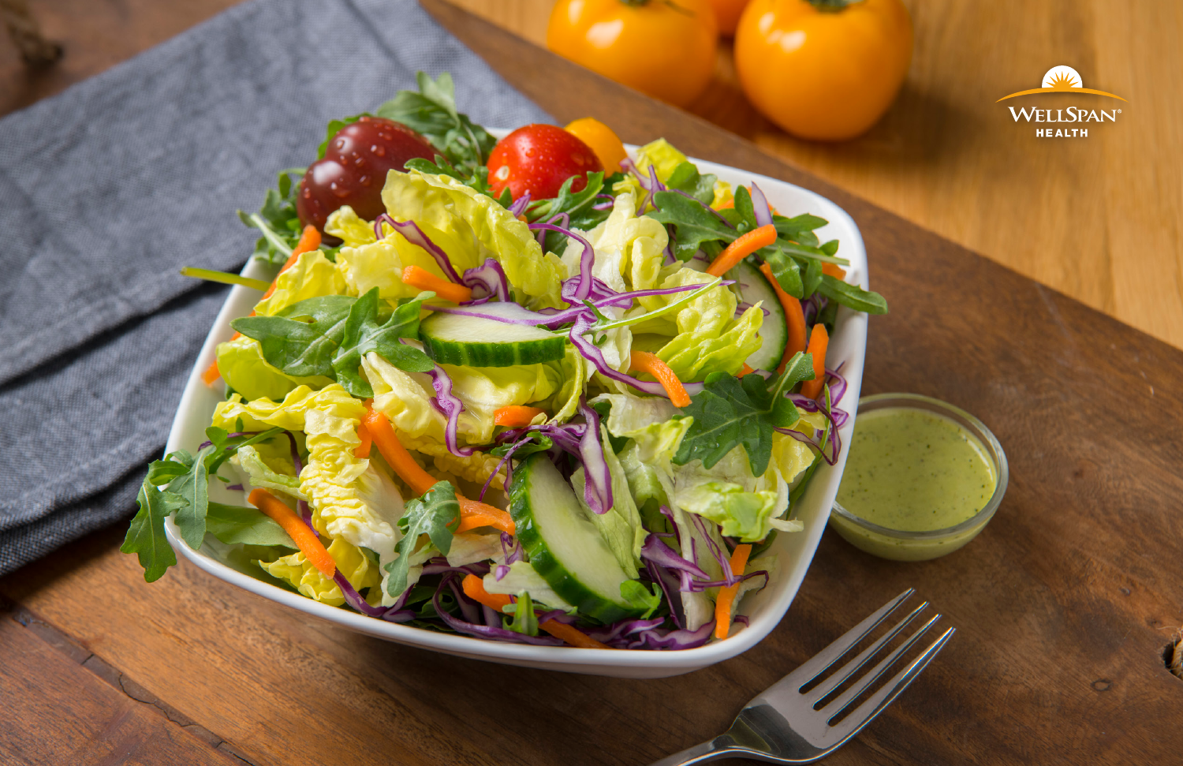WellSpan® Health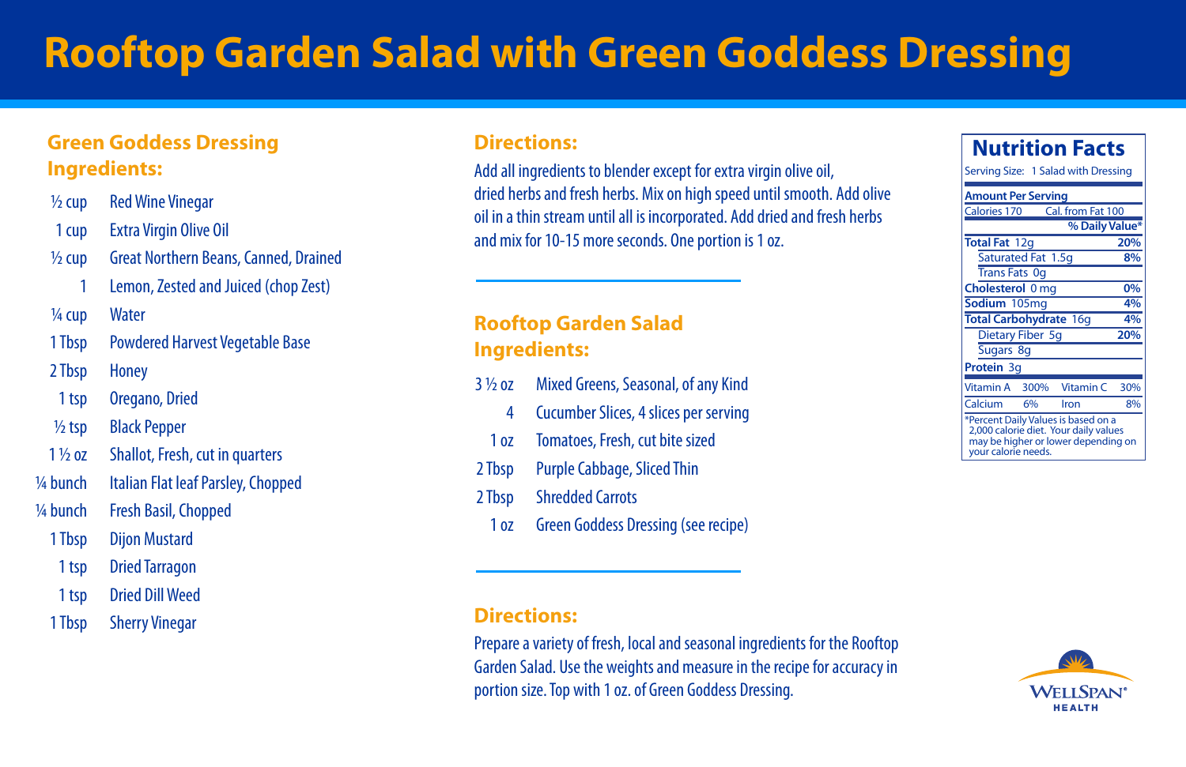# Rooftop Garden Salad with Green Goddess Dressing

## Green Goddess Dressing Ingredients:

| | |
|---|---|
| ½ cup | Red Wine Vinegar |
| 1 cup | Extra Virgin Olive Oil |
| ½ cup | Great Northern Beans, Canned, Drained |
| 1 | Lemon, Zested and Juiced (chop Zest) |
| ¼ cup | Water |
| 1 Tbsp | Powdered Harvest Vegetable Base |
| 2 Tbsp | Honey |
| 1 tsp | Oregano, Dried |
| ½ tsp | Black Pepper |
| 1 ½ oz | Shallot, Fresh, cut in quarters |
| ¼ bunch | Italian Flat leaf Parsley, Chopped |
| ¼ bunch | Fresh Basil, Chopped |
| 1 Tbsp | Dijon Mustard |
| 1 tsp | Dried Tarragon |
| 1 tsp | Dried Dill Weed |
| 1 Tbsp | Sherry Vinegar |

## Directions:

Add all ingredients to blender except for extra virgin olive oil, dried herbs and fresh herbs. Mix on high speed until smooth. Add olive oil in a thin stream until all is incorporated. Add dried and fresh herbs and mix for 10-15 more seconds. One portion is 1 oz.

## Rooftop Garden Salad Ingredients:

| | |
|---|---|
| 3 ½ oz | Mixed Greens, Seasonal, of any Kind |
| 4 | Cucumber Slices, 4 slices per serving |
| 1 oz | Tomatoes, Fresh, cut bite sized |
| 2 Tbsp | Purple Cabbage, Sliced Thin |
| 2 Tbsp | Shredded Carrots |
| 1 oz | Green Goddess Dressing (see recipe) |

## Directions:

Prepare a variety of fresh, local and seasonal ingredients for the Rooftop Garden Salad. Use the weights and measure in the recipe for accuracy in portion size. Top with 1 oz. of Green Goddess Dressing.

## Nutrition Facts

Serving Size: 1 Salad with Dressing

| Amount Per Serving | |
|---|---|
| Calories 170 | Cal. from Fat 100 |
| | % Daily Value* |
| **Total Fat** 12g | 20% |
| Saturated Fat 1.5g | 8% |
| Trans Fats 0g | |
| **Cholesterol** 0 mg | 0% |
| **Sodium** 105mg | 4% |
| **Total Carbohydrate** 16g | 4% |
| Dietary Fiber 5g | 20% |
| Sugars 8g | |
| **Protein** 3g | |
| Vitamin A 300% | Vitamin C 30% |
| Calcium 6% | Iron 8% |

*Percent Daily Values is based on a 2,000 calorie diet. Your daily values may be higher or lower depending on your calorie needs.

WellSpan® Health